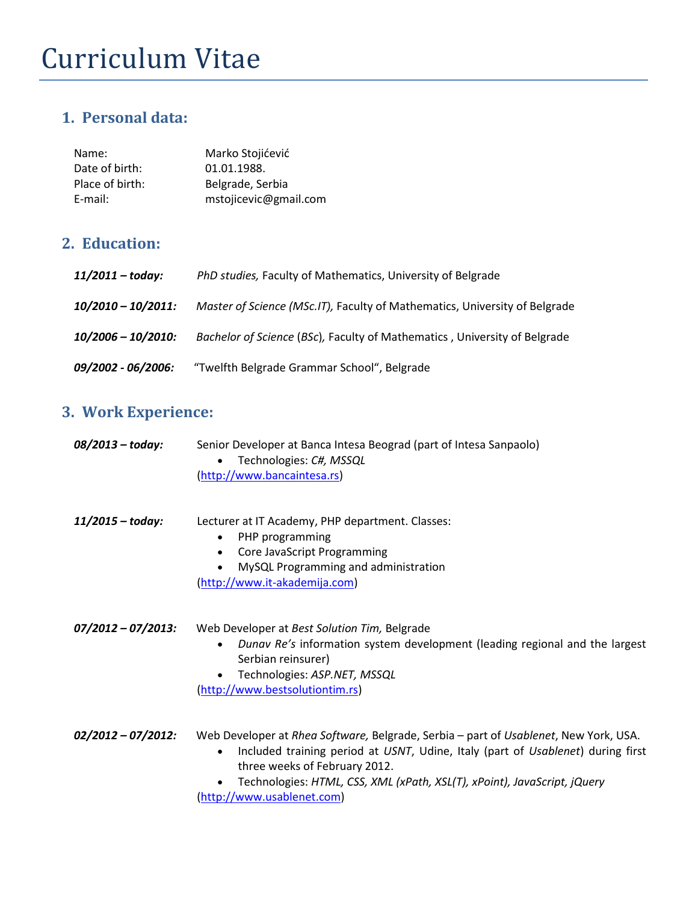# Curriculum Vitae

## 1. Personal data:

Name: Marko Stojićević
Date of birth: 01.01.1988.
Place of birth: Belgrade, Serbia
E-mail: mstojicevic@gmail.com

## 2. Education:

***11/2011 – today:*** *PhD studies,* Faculty of Mathematics, University of Belgrade

***10/2010 – 10/2011:*** *Master of Science (MSc.IT),* Faculty of Mathematics, University of Belgrade

***10/2006 – 10/2010:*** *Bachelor of Science* (*BSc*)*,* Faculty of Mathematics , University of Belgrade

***09/2002 - 06/2006:*** "Twelfth Belgrade Grammar School", Belgrade

## 3. Work Experience:

***08/2013 – today:*** Senior Developer at Banca Intesa Beograd (part of Intesa Sanpaolo)

- Technologies: *C#, MSSQL*

(http://www.bancaintesa.rs)

***11/2015 – today:*** Lecturer at IT Academy, PHP department. Classes:

- PHP programming
- Core JavaScript Programming
- MySQL Programming and administration

(http://www.it-akademija.com)

***07/2012 – 07/2013:*** Web Developer at *Best Solution Tim,* Belgrade

- *Dunav Re's* information system development (leading regional and the largest Serbian reinsurer)
- Technologies: *ASP.NET, MSSQL*

(http://www.bestsolutiontim.rs)

***02/2012 – 07/2012:*** Web Developer at *Rhea Software,* Belgrade, Serbia – part of *Usablenet*, New York, USA.

- Included training period at *USNT*, Udine, Italy (part of *Usablenet*) during first three weeks of February 2012.
- Technologies: *HTML, CSS, XML (xPath, XSL(T), xPoint), JavaScript, jQuery*

(http://www.usablenet.com)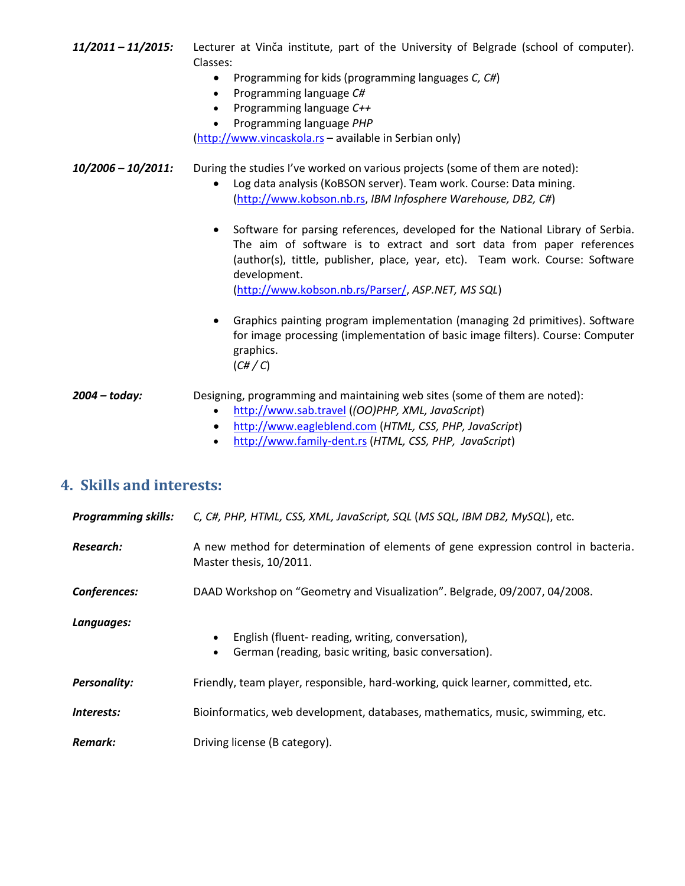***11/2011 – 11/2015:*** Lecturer at Vinča institute, part of the University of Belgrade (school of computer). Classes:

- Programming for kids (programming languages *C, C#*)
- Programming language *C#*
- Programming language *C++*
- Programming language *PHP*

(http://www.vincaskola.rs – available in Serbian only)

***10/2006 – 10/2011:*** During the studies I've worked on various projects (some of them are noted):

- Log data analysis (KoBSON server). Team work. Course: Data mining. (http://www.kobson.nb.rs, *IBM Infosphere Warehouse, DB2, C#*)

- Software for parsing references, developed for the National Library of Serbia. The aim of software is to extract and sort data from paper references (author(s), tittle, publisher, place, year, etc). Team work. Course: Software development.
  (http://www.kobson.nb.rs/Parser/, *ASP.NET, MS SQL*)

- Graphics painting program implementation (managing 2d primitives). Software for image processing (implementation of basic image filters). Course: Computer graphics.
  (*C# / C*)

***2004 – today:*** Designing, programming and maintaining web sites (some of them are noted):

- http://www.sab.travel (*(OO)PHP, XML, JavaScript*)
- http://www.eagleblend.com (*HTML, CSS, PHP, JavaScript*)
- http://www.family-dent.rs (*HTML, CSS, PHP, JavaScript*)

## 4. Skills and interests:

***Programming skills:*** *C, C#, PHP, HTML, CSS, XML, JavaScript, SQL* (*MS SQL, IBM DB2, MySQL*), etc.

***Research:*** A new method for determination of elements of gene expression control in bacteria. Master thesis, 10/2011.

***Conferences:*** DAAD Workshop on "Geometry and Visualization". Belgrade, 09/2007, 04/2008.

***Languages:***

- English (fluent- reading, writing, conversation),
- German (reading, basic writing, basic conversation).

***Personality:*** Friendly, team player, responsible, hard-working, quick learner, committed, etc.

***Interests:*** Bioinformatics, web development, databases, mathematics, music, swimming, etc.

***Remark:*** Driving license (B category).